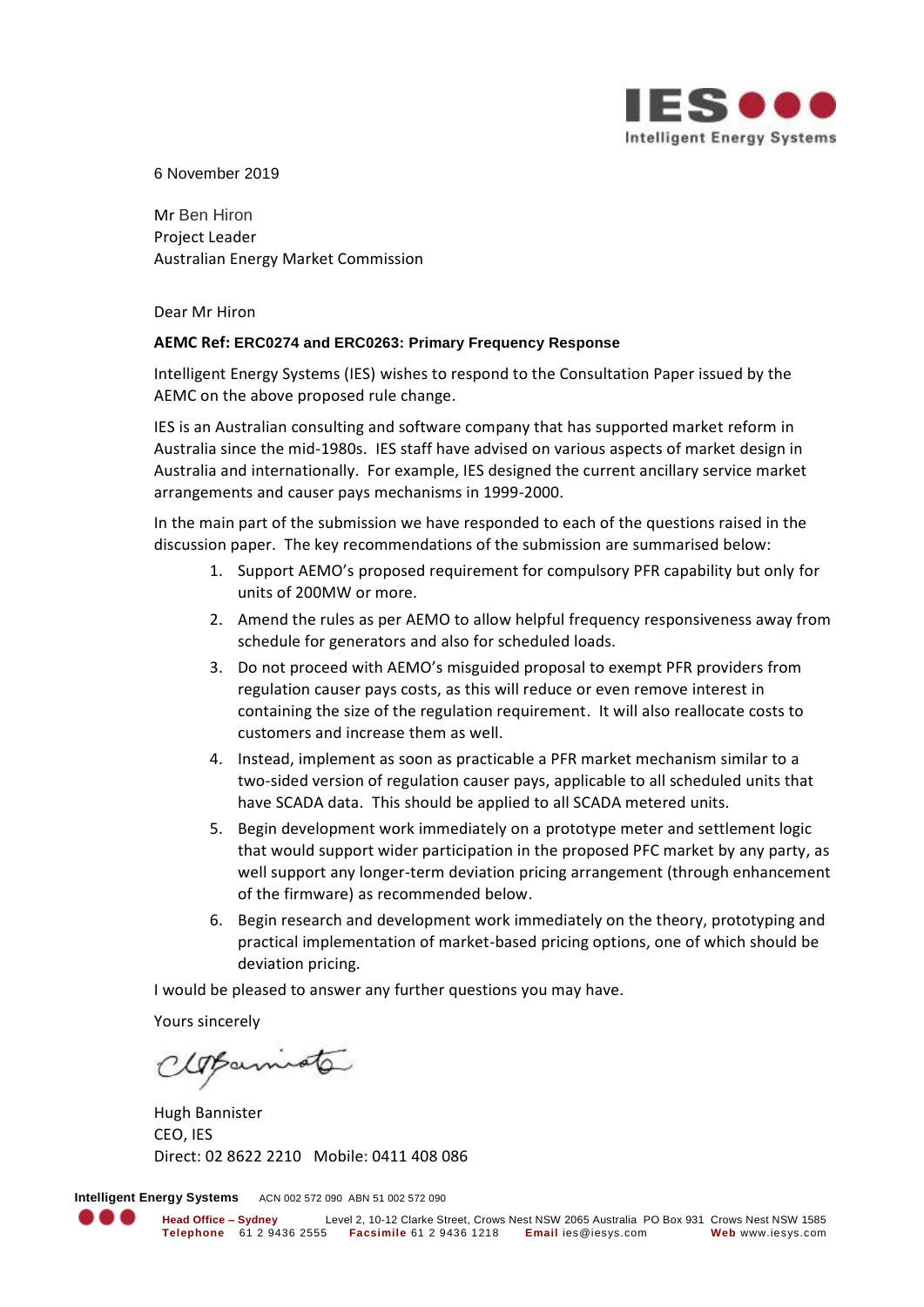6 November 2019

Mr Ben Hiron
Project Leader
Australian Energy Market Commission

Dear Mr Hiron

**AEMC Ref: ERC0274 and ERC0263: Primary Frequency Response**

Intelligent Energy Systems (IES) wishes to respond to the Consultation Paper issued by the AEMC on the above proposed rule change.

IES is an Australian consulting and software company that has supported market reform in Australia since the mid-1980s. IES staff have advised on various aspects of market design in Australia and internationally. For example, IES designed the current ancillary service market arrangements and causer pays mechanisms in 1999-2000.

In the main part of the submission we have responded to each of the questions raised in the discussion paper. The key recommendations of the submission are summarised below:

1. Support AEMO's proposed requirement for compulsory PFR capability but only for units of 200MW or more.
2. Amend the rules as per AEMO to allow helpful frequency responsiveness away from schedule for generators and also for scheduled loads.
3. Do not proceed with AEMO's misguided proposal to exempt PFR providers from regulation causer pays costs, as this will reduce or even remove interest in containing the size of the regulation requirement. It will also reallocate costs to customers and increase them as well.
4. Instead, implement as soon as practicable a PFR market mechanism similar to a two-sided version of regulation causer pays, applicable to all scheduled units that have SCADA data. This should be applied to all SCADA metered units.
5. Begin development work immediately on a prototype meter and settlement logic that would support wider participation in the proposed PFC market by any party, as well support any longer-term deviation pricing arrangement (through enhancement of the firmware) as recommended below.
6. Begin research and development work immediately on the theory, prototyping and practical implementation of market-based pricing options, one of which should be deviation pricing.

I would be pleased to answer any further questions you may have.

Yours sincerely

Hugh Bannister
CEO, IES
Direct: 02 8622 2210 Mobile: 0411 408 086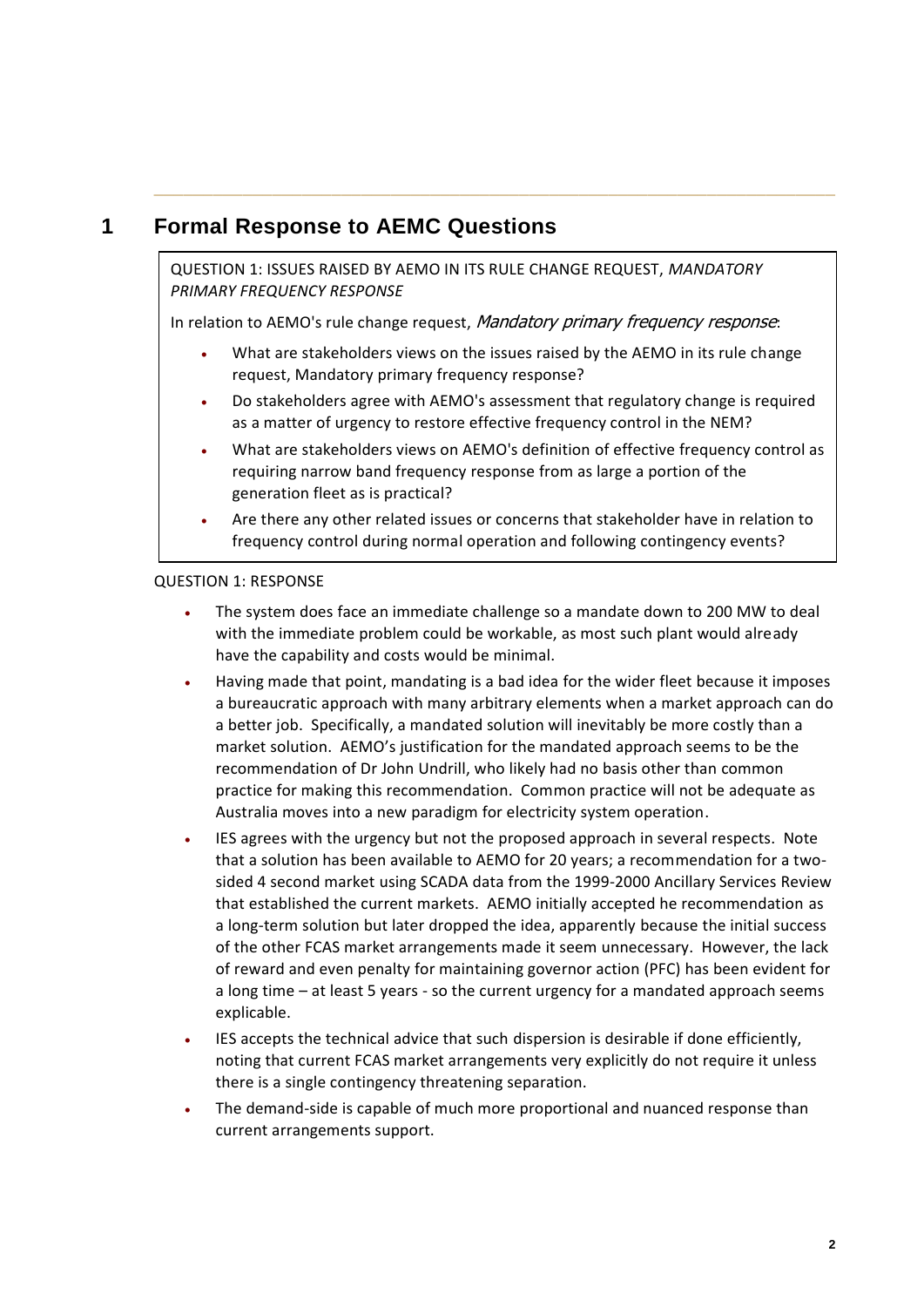# 1 Formal Response to AEMC Questions

QUESTION 1: ISSUES RAISED BY AEMO IN ITS RULE CHANGE REQUEST, *MANDATORY PRIMARY FREQUENCY RESPONSE*

In relation to AEMO's rule change request, *Mandatory primary frequency response*:

- What are stakeholders views on the issues raised by the AEMO in its rule change request, Mandatory primary frequency response?
- Do stakeholders agree with AEMO's assessment that regulatory change is required as a matter of urgency to restore effective frequency control in the NEM?
- What are stakeholders views on AEMO's definition of effective frequency control as requiring narrow band frequency response from as large a portion of the generation fleet as is practical?
- Are there any other related issues or concerns that stakeholder have in relation to frequency control during normal operation and following contingency events?

QUESTION 1: RESPONSE

- The system does face an immediate challenge so a mandate down to 200 MW to deal with the immediate problem could be workable, as most such plant would already have the capability and costs would be minimal.
- Having made that point, mandating is a bad idea for the wider fleet because it imposes a bureaucratic approach with many arbitrary elements when a market approach can do a better job. Specifically, a mandated solution will inevitably be more costly than a market solution. AEMO's justification for the mandated approach seems to be the recommendation of Dr John Undrill, who likely had no basis other than common practice for making this recommendation. Common practice will not be adequate as Australia moves into a new paradigm for electricity system operation.
- IES agrees with the urgency but not the proposed approach in several respects. Note that a solution has been available to AEMO for 20 years; a recommendation for a two-sided 4 second market using SCADA data from the 1999-2000 Ancillary Services Review that established the current markets. AEMO initially accepted he recommendation as a long-term solution but later dropped the idea, apparently because the initial success of the other FCAS market arrangements made it seem unnecessary. However, the lack of reward and even penalty for maintaining governor action (PFC) has been evident for a long time – at least 5 years - so the current urgency for a mandated approach seems explicable.
- IES accepts the technical advice that such dispersion is desirable if done efficiently, noting that current FCAS market arrangements very explicitly do not require it unless there is a single contingency threatening separation.
- The demand-side is capable of much more proportional and nuanced response than current arrangements support.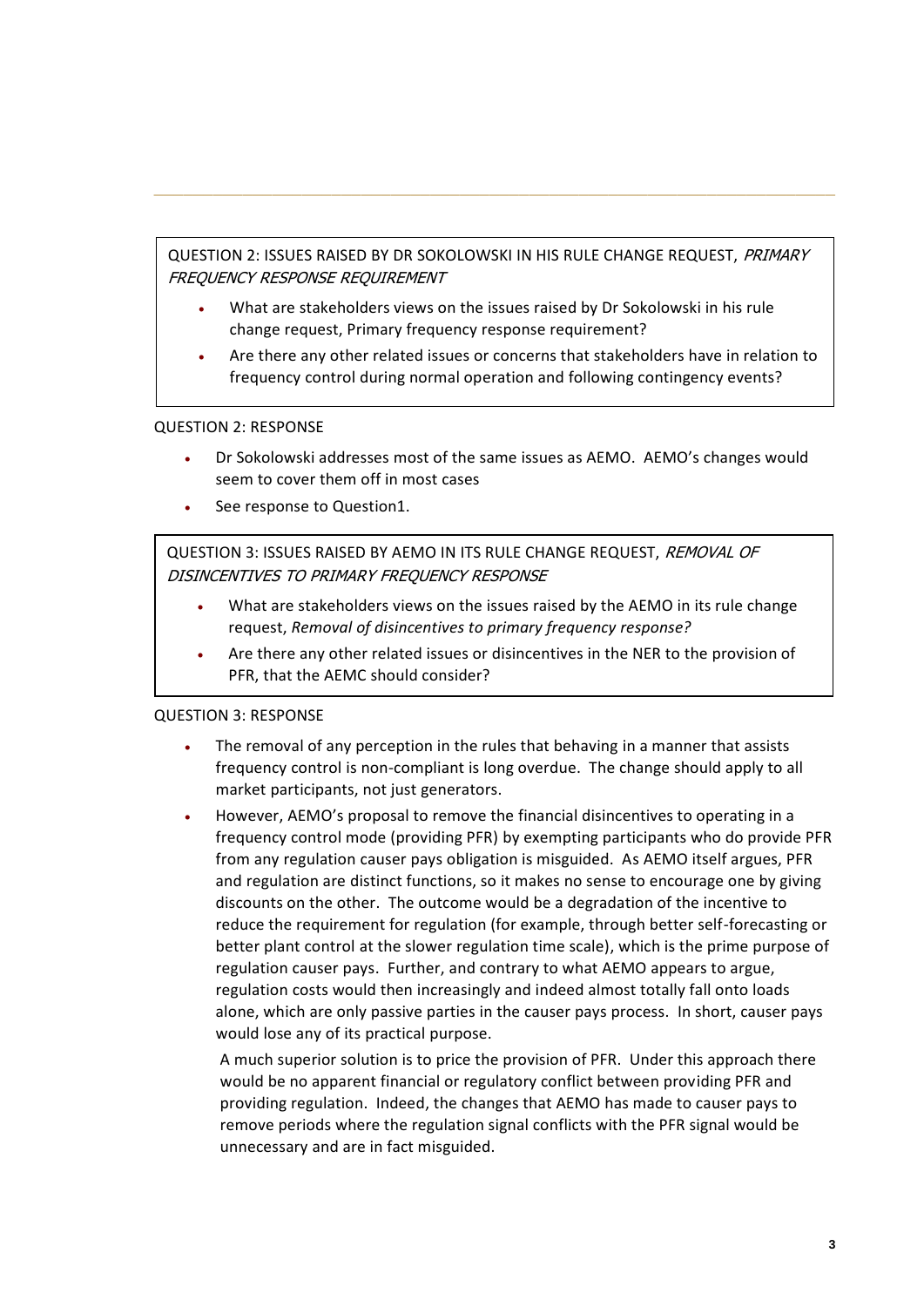> QUESTION 2: ISSUES RAISED BY DR SOKOLOWSKI IN HIS RULE CHANGE REQUEST, *PRIMARY FREQUENCY RESPONSE REQUIREMENT*
>
> - What are stakeholders views on the issues raised by Dr Sokolowski in his rule change request, Primary frequency response requirement?
> - Are there any other related issues or concerns that stakeholders have in relation to frequency control during normal operation and following contingency events?

QUESTION 2: RESPONSE

- Dr Sokolowski addresses most of the same issues as AEMO. AEMO's changes would seem to cover them off in most cases
- See response to Question1.

> QUESTION 3: ISSUES RAISED BY AEMO IN ITS RULE CHANGE REQUEST, *REMOVAL OF DISINCENTIVES TO PRIMARY FREQUENCY RESPONSE*
>
> - What are stakeholders views on the issues raised by the AEMO in its rule change request, *Removal of disincentives to primary frequency response?*
> - Are there any other related issues or disincentives in the NER to the provision of PFR, that the AEMC should consider?

QUESTION 3: RESPONSE

- The removal of any perception in the rules that behaving in a manner that assists frequency control is non-compliant is long overdue. The change should apply to all market participants, not just generators.
- However, AEMO's proposal to remove the financial disincentives to operating in a frequency control mode (providing PFR) by exempting participants who do provide PFR from any regulation causer pays obligation is misguided. As AEMO itself argues, PFR and regulation are distinct functions, so it makes no sense to encourage one by giving discounts on the other. The outcome would be a degradation of the incentive to reduce the requirement for regulation (for example, through better self-forecasting or better plant control at the slower regulation time scale), which is the prime purpose of regulation causer pays. Further, and contrary to what AEMO appears to argue, regulation costs would then increasingly and indeed almost totally fall onto loads alone, which are only passive parties in the causer pays process. In short, causer pays would lose any of its practical purpose.

  A much superior solution is to price the provision of PFR. Under this approach there would be no apparent financial or regulatory conflict between providing PFR and providing regulation. Indeed, the changes that AEMO has made to causer pays to remove periods where the regulation signal conflicts with the PFR signal would be unnecessary and are in fact misguided.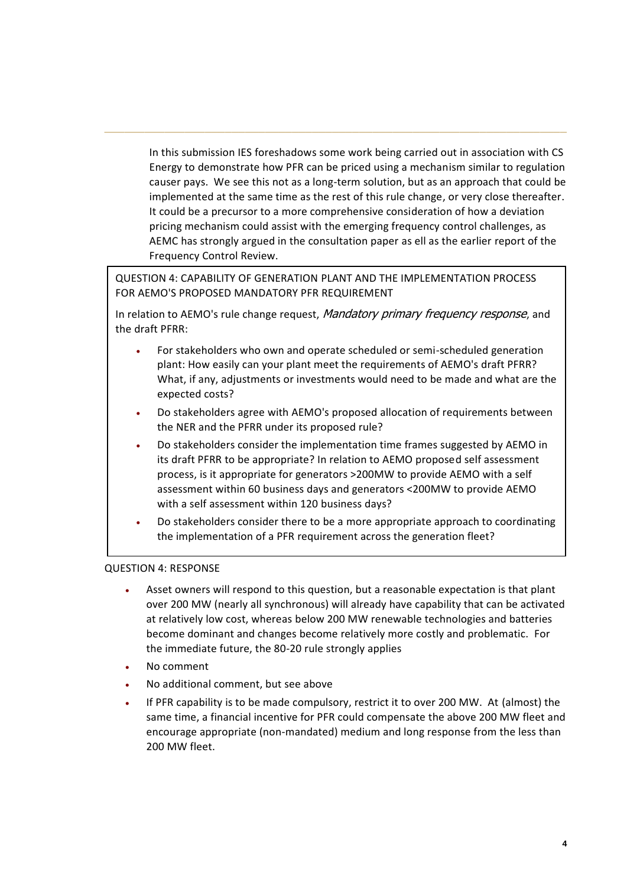In this submission IES foreshadows some work being carried out in association with CS Energy to demonstrate how PFR can be priced using a mechanism similar to regulation causer pays. We see this not as a long-term solution, but as an approach that could be implemented at the same time as the rest of this rule change, or very close thereafter. It could be a precursor to a more comprehensive consideration of how a deviation pricing mechanism could assist with the emerging frequency control challenges, as AEMC has strongly argued in the consultation paper as ell as the earlier report of the Frequency Control Review.

> QUESTION 4: CAPABILITY OF GENERATION PLANT AND THE IMPLEMENTATION PROCESS FOR AEMO'S PROPOSED MANDATORY PFR REQUIREMENT
>
> In relation to AEMO's rule change request, *Mandatory primary frequency response*, and the draft PFRR:
>
> - For stakeholders who own and operate scheduled or semi-scheduled generation plant: How easily can your plant meet the requirements of AEMO's draft PFRR? What, if any, adjustments or investments would need to be made and what are the expected costs?
> - Do stakeholders agree with AEMO's proposed allocation of requirements between the NER and the PFRR under its proposed rule?
> - Do stakeholders consider the implementation time frames suggested by AEMO in its draft PFRR to be appropriate? In relation to AEMO proposed self assessment process, is it appropriate for generators >200MW to provide AEMO with a self assessment within 60 business days and generators <200MW to provide AEMO with a self assessment within 120 business days?
> - Do stakeholders consider there to be a more appropriate approach to coordinating the implementation of a PFR requirement across the generation fleet?

QUESTION 4: RESPONSE

- Asset owners will respond to this question, but a reasonable expectation is that plant over 200 MW (nearly all synchronous) will already have capability that can be activated at relatively low cost, whereas below 200 MW renewable technologies and batteries become dominant and changes become relatively more costly and problematic. For the immediate future, the 80-20 rule strongly applies
- No comment
- No additional comment, but see above
- If PFR capability is to be made compulsory, restrict it to over 200 MW. At (almost) the same time, a financial incentive for PFR could compensate the above 200 MW fleet and encourage appropriate (non-mandated) medium and long response from the less than 200 MW fleet.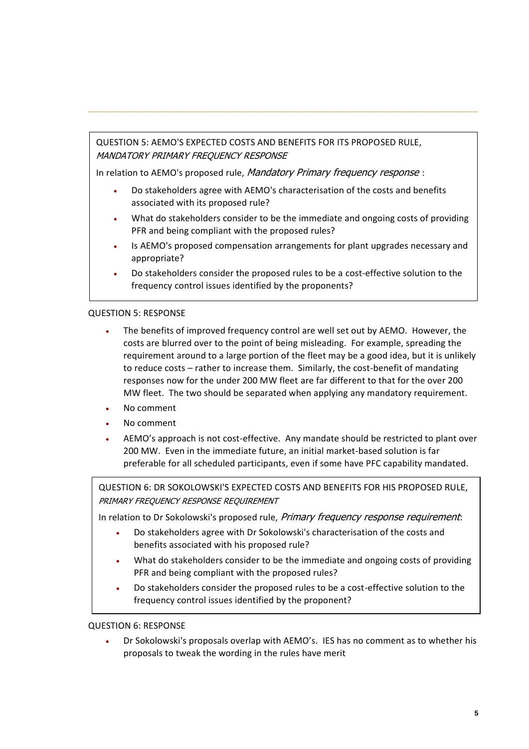QUESTION 5: AEMO'S EXPECTED COSTS AND BENEFITS FOR ITS PROPOSED RULE, *MANDATORY PRIMARY FREQUENCY RESPONSE*

In relation to AEMO's proposed rule, *Mandatory Primary frequency response* :

- Do stakeholders agree with AEMO's characterisation of the costs and benefits associated with its proposed rule?
- What do stakeholders consider to be the immediate and ongoing costs of providing PFR and being compliant with the proposed rules?
- Is AEMO's proposed compensation arrangements for plant upgrades necessary and appropriate?
- Do stakeholders consider the proposed rules to be a cost-effective solution to the frequency control issues identified by the proponents?

QUESTION 5: RESPONSE

- The benefits of improved frequency control are well set out by AEMO. However, the costs are blurred over to the point of being misleading. For example, spreading the requirement around to a large portion of the fleet may be a good idea, but it is unlikely to reduce costs – rather to increase them. Similarly, the cost-benefit of mandating responses now for the under 200 MW fleet are far different to that for the over 200 MW fleet. The two should be separated when applying any mandatory requirement.
- No comment
- No comment
- AEMO's approach is not cost-effective. Any mandate should be restricted to plant over 200 MW. Even in the immediate future, an initial market-based solution is far preferable for all scheduled participants, even if some have PFC capability mandated.

QUESTION 6: DR SOKOLOWSKI'S EXPECTED COSTS AND BENEFITS FOR HIS PROPOSED RULE, *PRIMARY FREQUENCY RESPONSE REQUIREMENT*

In relation to Dr Sokolowski's proposed rule, *Primary frequency response requirement*:

- Do stakeholders agree with Dr Sokolowski's characterisation of the costs and benefits associated with his proposed rule?
- What do stakeholders consider to be the immediate and ongoing costs of providing PFR and being compliant with the proposed rules?
- Do stakeholders consider the proposed rules to be a cost-effective solution to the frequency control issues identified by the proponent?

QUESTION 6: RESPONSE

- Dr Sokolowski's proposals overlap with AEMO's. IES has no comment as to whether his proposals to tweak the wording in the rules have merit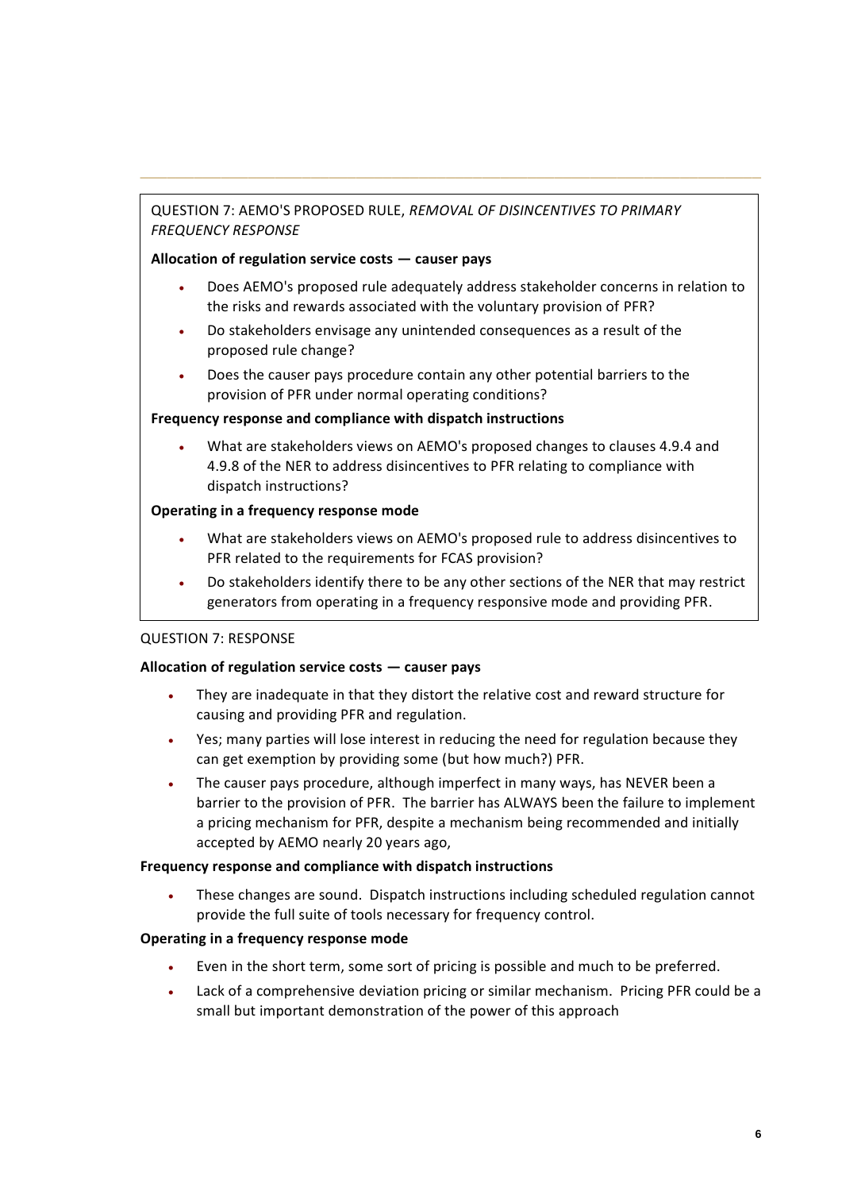QUESTION 7: AEMO'S PROPOSED RULE, *REMOVAL OF DISINCENTIVES TO PRIMARY FREQUENCY RESPONSE*

**Allocation of regulation service costs — causer pays**

- Does AEMO's proposed rule adequately address stakeholder concerns in relation to the risks and rewards associated with the voluntary provision of PFR?
- Do stakeholders envisage any unintended consequences as a result of the proposed rule change?
- Does the causer pays procedure contain any other potential barriers to the provision of PFR under normal operating conditions?

**Frequency response and compliance with dispatch instructions**

- What are stakeholders views on AEMO's proposed changes to clauses 4.9.4 and 4.9.8 of the NER to address disincentives to PFR relating to compliance with dispatch instructions?

**Operating in a frequency response mode**

- What are stakeholders views on AEMO's proposed rule to address disincentives to PFR related to the requirements for FCAS provision?
- Do stakeholders identify there to be any other sections of the NER that may restrict generators from operating in a frequency responsive mode and providing PFR.

QUESTION 7: RESPONSE

**Allocation of regulation service costs — causer pays**

- They are inadequate in that they distort the relative cost and reward structure for causing and providing PFR and regulation.
- Yes; many parties will lose interest in reducing the need for regulation because they can get exemption by providing some (but how much?) PFR.
- The causer pays procedure, although imperfect in many ways, has NEVER been a barrier to the provision of PFR. The barrier has ALWAYS been the failure to implement a pricing mechanism for PFR, despite a mechanism being recommended and initially accepted by AEMO nearly 20 years ago,

**Frequency response and compliance with dispatch instructions**

- These changes are sound. Dispatch instructions including scheduled regulation cannot provide the full suite of tools necessary for frequency control.

**Operating in a frequency response mode**

- Even in the short term, some sort of pricing is possible and much to be preferred.
- Lack of a comprehensive deviation pricing or similar mechanism. Pricing PFR could be a small but important demonstration of the power of this approach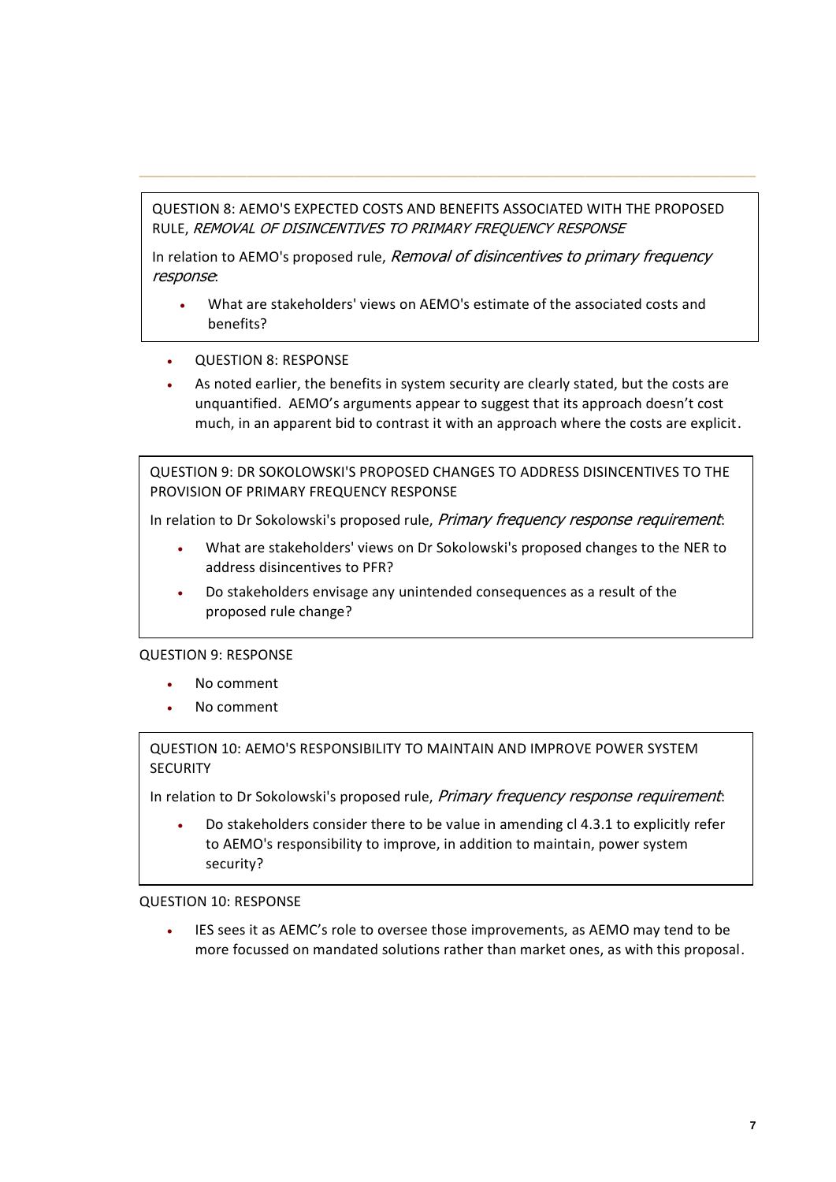QUESTION 8: AEMO'S EXPECTED COSTS AND BENEFITS ASSOCIATED WITH THE PROPOSED RULE, *REMOVAL OF DISINCENTIVES TO PRIMARY FREQUENCY RESPONSE*

In relation to AEMO's proposed rule, *Removal of disincentives to primary frequency response*:

- What are stakeholders' views on AEMO's estimate of the associated costs and benefits?

- QUESTION 8: RESPONSE
- As noted earlier, the benefits in system security are clearly stated, but the costs are unquantified. AEMO's arguments appear to suggest that its approach doesn't cost much, in an apparent bid to contrast it with an approach where the costs are explicit.

QUESTION 9: DR SOKOLOWSKI'S PROPOSED CHANGES TO ADDRESS DISINCENTIVES TO THE PROVISION OF PRIMARY FREQUENCY RESPONSE

In relation to Dr Sokolowski's proposed rule, *Primary frequency response requirement*:

- What are stakeholders' views on Dr Sokolowski's proposed changes to the NER to address disincentives to PFR?
- Do stakeholders envisage any unintended consequences as a result of the proposed rule change?

QUESTION 9: RESPONSE

- No comment
- No comment

QUESTION 10: AEMO'S RESPONSIBILITY TO MAINTAIN AND IMPROVE POWER SYSTEM SECURITY

In relation to Dr Sokolowski's proposed rule, *Primary frequency response requirement*:

- Do stakeholders consider there to be value in amending cl 4.3.1 to explicitly refer to AEMO's responsibility to improve, in addition to maintain, power system security?

QUESTION 10: RESPONSE

- IES sees it as AEMC's role to oversee those improvements, as AEMO may tend to be more focussed on mandated solutions rather than market ones, as with this proposal.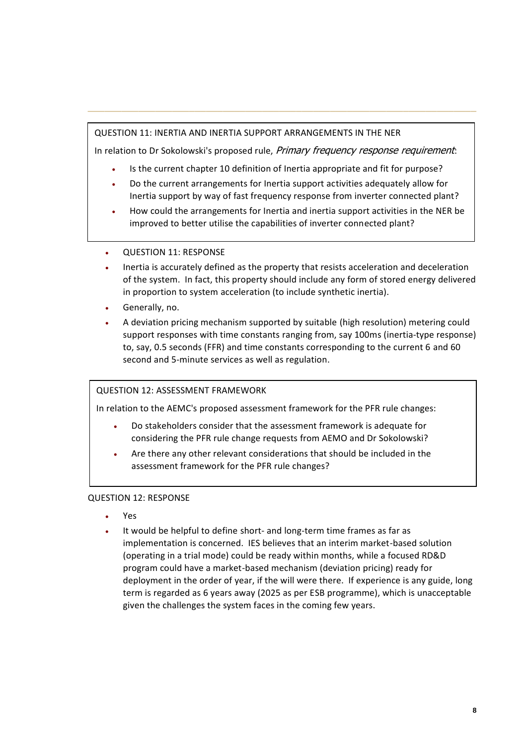QUESTION 11: INERTIA AND INERTIA SUPPORT ARRANGEMENTS IN THE NER

In relation to Dr Sokolowski's proposed rule, *Primary frequency response requirement*:

- Is the current chapter 10 definition of Inertia appropriate and fit for purpose?
- Do the current arrangements for Inertia support activities adequately allow for Inertia support by way of fast frequency response from inverter connected plant?
- How could the arrangements for Inertia and inertia support activities in the NER be improved to better utilise the capabilities of inverter connected plant?

- QUESTION 11: RESPONSE
- Inertia is accurately defined as the property that resists acceleration and deceleration of the system. In fact, this property should include any form of stored energy delivered in proportion to system acceleration (to include synthetic inertia).
- Generally, no.
- A deviation pricing mechanism supported by suitable (high resolution) metering could support responses with time constants ranging from, say 100ms (inertia-type response) to, say, 0.5 seconds (FFR) and time constants corresponding to the current 6 and 60 second and 5-minute services as well as regulation.

QUESTION 12: ASSESSMENT FRAMEWORK

In relation to the AEMC's proposed assessment framework for the PFR rule changes:

- Do stakeholders consider that the assessment framework is adequate for considering the PFR rule change requests from AEMO and Dr Sokolowski?
- Are there any other relevant considerations that should be included in the assessment framework for the PFR rule changes?

QUESTION 12: RESPONSE

- Yes
- It would be helpful to define short- and long-term time frames as far as implementation is concerned. IES believes that an interim market-based solution (operating in a trial mode) could be ready within months, while a focused RD&D program could have a market-based mechanism (deviation pricing) ready for deployment in the order of year, if the will were there. If experience is any guide, long term is regarded as 6 years away (2025 as per ESB programme), which is unacceptable given the challenges the system faces in the coming few years.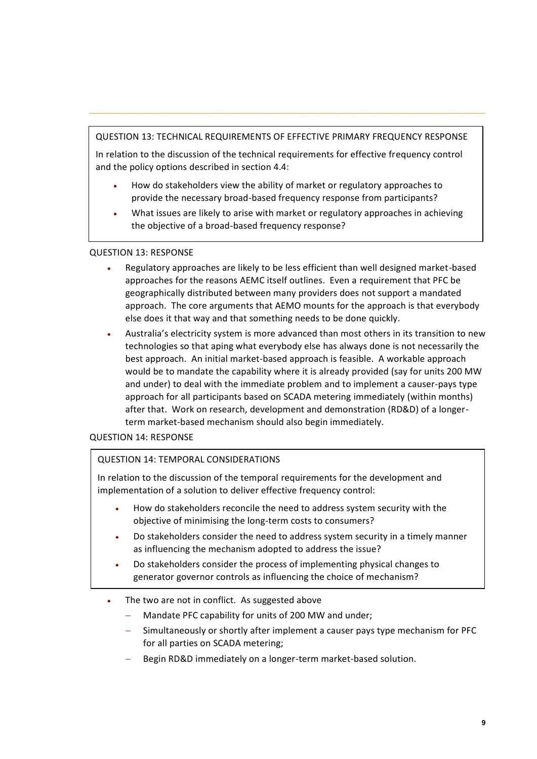> QUESTION 13: TECHNICAL REQUIREMENTS OF EFFECTIVE PRIMARY FREQUENCY RESPONSE
>
> In relation to the discussion of the technical requirements for effective frequency control and the policy options described in section 4.4:
>
> - How do stakeholders view the ability of market or regulatory approaches to provide the necessary broad-based frequency response from participants?
> - What issues are likely to arise with market or regulatory approaches in achieving the objective of a broad-based frequency response?

QUESTION 13: RESPONSE

- Regulatory approaches are likely to be less efficient than well designed market-based approaches for the reasons AEMC itself outlines. Even a requirement that PFC be geographically distributed between many providers does not support a mandated approach. The core arguments that AEMO mounts for the approach is that everybody else does it that way and that something needs to be done quickly.
- Australia's electricity system is more advanced than most others in its transition to new technologies so that aping what everybody else has always done is not necessarily the best approach. An initial market-based approach is feasible. A workable approach would be to mandate the capability where it is already provided (say for units 200 MW and under) to deal with the immediate problem and to implement a causer-pays type approach for all participants based on SCADA metering immediately (within months) after that. Work on research, development and demonstration (RD&D) of a longer-term market-based mechanism should also begin immediately.

QUESTION 14: RESPONSE

> QUESTION 14: TEMPORAL CONSIDERATIONS
>
> In relation to the discussion of the temporal requirements for the development and implementation of a solution to deliver effective frequency control:
>
> - How do stakeholders reconcile the need to address system security with the objective of minimising the long-term costs to consumers?
> - Do stakeholders consider the need to address system security in a timely manner as influencing the mechanism adopted to address the issue?
> - Do stakeholders consider the process of implementing physical changes to generator governor controls as influencing the choice of mechanism?

- The two are not in conflict. As suggested above
  - Mandate PFC capability for units of 200 MW and under;
  - Simultaneously or shortly after implement a causer pays type mechanism for PFC for all parties on SCADA metering;
  - Begin RD&D immediately on a longer-term market-based solution.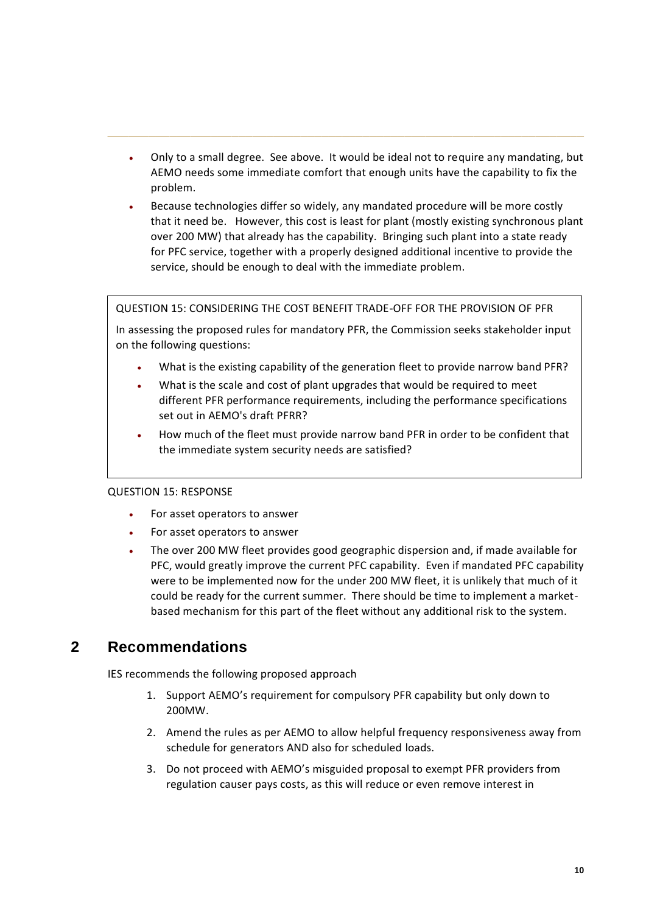- Only to a small degree. See above. It would be ideal not to require any mandating, but AEMO needs some immediate comfort that enough units have the capability to fix the problem.
- Because technologies differ so widely, any mandated procedure will be more costly that it need be. However, this cost is least for plant (mostly existing synchronous plant over 200 MW) that already has the capability. Bringing such plant into a state ready for PFC service, together with a properly designed additional incentive to provide the service, should be enough to deal with the immediate problem.

> QUESTION 15: CONSIDERING THE COST BENEFIT TRADE-OFF FOR THE PROVISION OF PFR
>
> In assessing the proposed rules for mandatory PFR, the Commission seeks stakeholder input on the following questions:
>
> - What is the existing capability of the generation fleet to provide narrow band PFR?
> - What is the scale and cost of plant upgrades that would be required to meet different PFR performance requirements, including the performance specifications set out in AEMO's draft PFRR?
> - How much of the fleet must provide narrow band PFR in order to be confident that the immediate system security needs are satisfied?

QUESTION 15: RESPONSE

- For asset operators to answer
- For asset operators to answer
- The over 200 MW fleet provides good geographic dispersion and, if made available for PFC, would greatly improve the current PFC capability. Even if mandated PFC capability were to be implemented now for the under 200 MW fleet, it is unlikely that much of it could be ready for the current summer. There should be time to implement a market-based mechanism for this part of the fleet without any additional risk to the system.

# 2 Recommendations

IES recommends the following proposed approach

1. Support AEMO's requirement for compulsory PFR capability but only down to 200MW.
2. Amend the rules as per AEMO to allow helpful frequency responsiveness away from schedule for generators AND also for scheduled loads.
3. Do not proceed with AEMO's misguided proposal to exempt PFR providers from regulation causer pays costs, as this will reduce or even remove interest in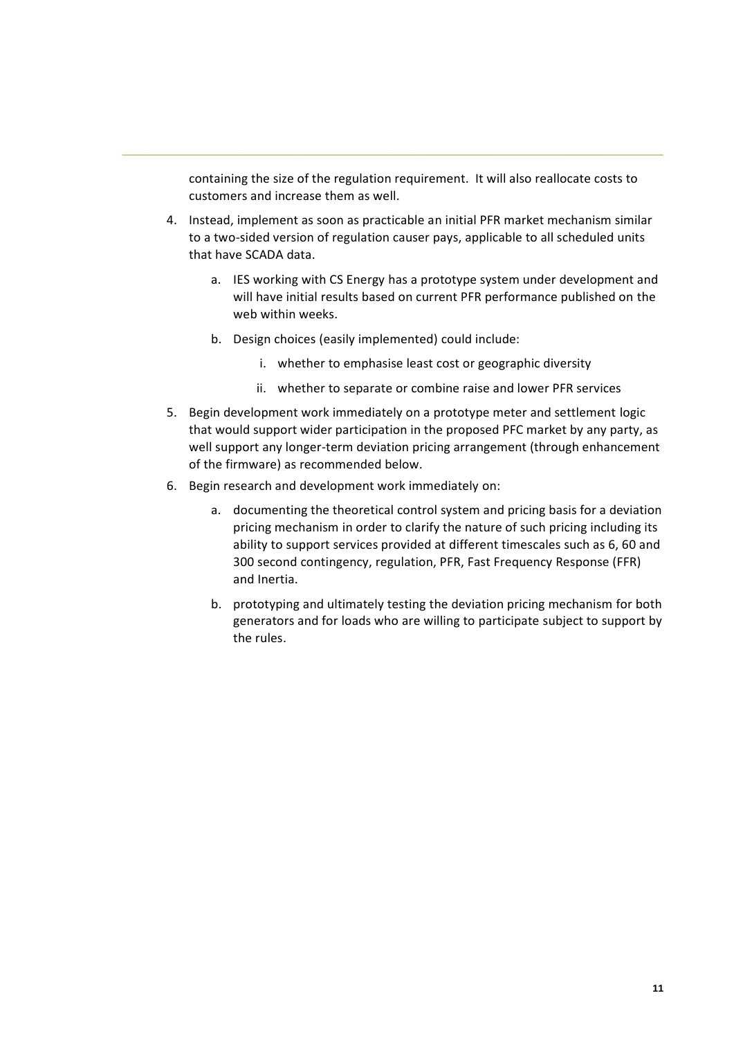containing the size of the regulation requirement. It will also reallocate costs to customers and increase them as well.

4. Instead, implement as soon as practicable an initial PFR market mechanism similar to a two-sided version of regulation causer pays, applicable to all scheduled units that have SCADA data.
   a. IES working with CS Energy has a prototype system under development and will have initial results based on current PFR performance published on the web within weeks.
   b. Design choices (easily implemented) could include:
      i. whether to emphasise least cost or geographic diversity
      ii. whether to separate or combine raise and lower PFR services
5. Begin development work immediately on a prototype meter and settlement logic that would support wider participation in the proposed PFC market by any party, as well support any longer-term deviation pricing arrangement (through enhancement of the firmware) as recommended below.
6. Begin research and development work immediately on:
   a. documenting the theoretical control system and pricing basis for a deviation pricing mechanism in order to clarify the nature of such pricing including its ability to support services provided at different timescales such as 6, 60 and 300 second contingency, regulation, PFR, Fast Frequency Response (FFR) and Inertia.
   b. prototyping and ultimately testing the deviation pricing mechanism for both generators and for loads who are willing to participate subject to support by the rules.